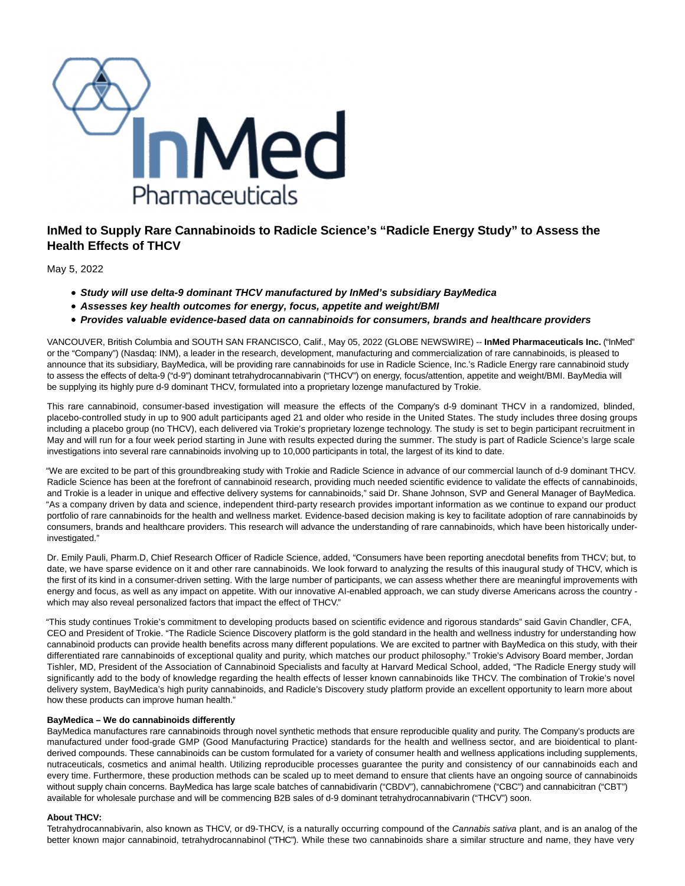## InMed to Supply Rare Cannabinoids to Radicle Science's "Radicle Energy Study" to Assess the Health Effects of THCV

May 5, 2022

- ***Study will use delta-9 dominant THCV manufactured by InMed's subsidiary BayMedica***
- ***Assesses key health outcomes for energy, focus, appetite and weight/BMI***
- ***Provides valuable evidence-based data on cannabinoids for consumers, brands and healthcare providers***

VANCOUVER, British Columbia and SOUTH SAN FRANCISCO, Calif., May 05, 2022 (GLOBE NEWSWIRE) -- **InMed Pharmaceuticals Inc.** ("InMed" or the "Company") (Nasdaq: INM), a leader in the research, development, manufacturing and commercialization of rare cannabinoids, is pleased to announce that its subsidiary, BayMedica, will be providing rare cannabinoids for use in Radicle Science, Inc.'s Radicle Energy rare cannabinoid study to assess the effects of delta-9 ("d-9") dominant tetrahydrocannabivarin ("THCV") on energy, focus/attention, appetite and weight/BMI. BayMedia will be supplying its highly pure d-9 dominant THCV, formulated into a proprietary lozenge manufactured by Trokie.

This rare cannabinoid, consumer-based investigation will measure the effects of the Company's d-9 dominant THCV in a randomized, blinded, placebo-controlled study in up to 900 adult participants aged 21 and older who reside in the United States. The study includes three dosing groups including a placebo group (no THCV), each delivered via Trokie's proprietary lozenge technology. The study is set to begin participant recruitment in May and will run for a four week period starting in June with results expected during the summer. The study is part of Radicle Science's large scale investigations into several rare cannabinoids involving up to 10,000 participants in total, the largest of its kind to date.

"We are excited to be part of this groundbreaking study with Trokie and Radicle Science in advance of our commercial launch of d-9 dominant THCV. Radicle Science has been at the forefront of cannabinoid research, providing much needed scientific evidence to validate the effects of cannabinoids, and Trokie is a leader in unique and effective delivery systems for cannabinoids," said Dr. Shane Johnson, SVP and General Manager of BayMedica. "As a company driven by data and science, independent third-party research provides important information as we continue to expand our product portfolio of rare cannabinoids for the health and wellness market. Evidence-based decision making is key to facilitate adoption of rare cannabinoids by consumers, brands and healthcare providers. This research will advance the understanding of rare cannabinoids, which have been historically under-investigated."

Dr. Emily Pauli, Pharm.D, Chief Research Officer of Radicle Science, added, "Consumers have been reporting anecdotal benefits from THCV; but, to date, we have sparse evidence on it and other rare cannabinoids. We look forward to analyzing the results of this inaugural study of THCV, which is the first of its kind in a consumer-driven setting. With the large number of participants, we can assess whether there are meaningful improvements with energy and focus, as well as any impact on appetite. With our innovative AI-enabled approach, we can study diverse Americans across the country - which may also reveal personalized factors that impact the effect of THCV."

"This study continues Trokie's commitment to developing products based on scientific evidence and rigorous standards" said Gavin Chandler, CFA, CEO and President of Trokie. "The Radicle Science Discovery platform is the gold standard in the health and wellness industry for understanding how cannabinoid products can provide health benefits across many different populations. We are excited to partner with BayMedica on this study, with their differentiated rare cannabinoids of exceptional quality and purity, which matches our product philosophy." Trokie's Advisory Board member, Jordan Tishler, MD, President of the Association of Cannabinoid Specialists and faculty at Harvard Medical School, added, "The Radicle Energy study will significantly add to the body of knowledge regarding the health effects of lesser known cannabinoids like THCV. The combination of Trokie's novel delivery system, BayMedica's high purity cannabinoids, and Radicle's Discovery study platform provide an excellent opportunity to learn more about how these products can improve human health."

**BayMedica – We do cannabinoids differently**

BayMedica manufactures rare cannabinoids through novel synthetic methods that ensure reproducible quality and purity. The Company's products are manufactured under food-grade GMP (Good Manufacturing Practice) standards for the health and wellness sector, and are bioidentical to plant-derived compounds. These cannabinoids can be custom formulated for a variety of consumer health and wellness applications including supplements, nutraceuticals, cosmetics and animal health. Utilizing reproducible processes guarantee the purity and consistency of our cannabinoids each and every time. Furthermore, these production methods can be scaled up to meet demand to ensure that clients have an ongoing source of cannabinoids without supply chain concerns. BayMedica has large scale batches of cannabidivarin ("CBDV"), cannabichromene ("CBC") and cannabicitran ("CBT") available for wholesale purchase and will be commencing B2B sales of d-9 dominant tetrahydrocannabivarin ("THCV") soon.

**About THCV:**

Tetrahydrocannabivarin, also known as THCV, or d9-THCV, is a naturally occurring compound of the *Cannabis sativa* plant, and is an analog of the better known major cannabinoid, tetrahydrocannabinol ("THC"). While these two cannabinoids share a similar structure and name, they have very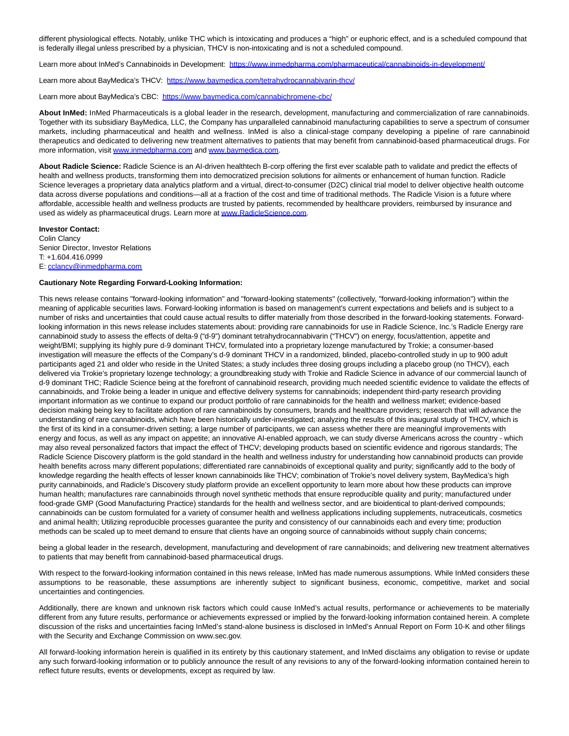different physiological effects. Notably, unlike THC which is intoxicating and produces a "high" or euphoric effect, and is a scheduled compound that is federally illegal unless prescribed by a physician, THCV is non-intoxicating and is not a scheduled compound.

Learn more about InMed's Cannabinoids in Development: [https://www.inmedpharma.com/pharmaceutical/cannabinoids-in-development/](https://www.inmedpharma.com/pharmaceutical/cannabinoids-in-development/)

Learn more about BayMedica's THCV: [https://www.baymedica.com/tetrahydrocannabivarin-thcv/](https://www.baymedica.com/tetrahydrocannabivarin-thcv/)

Learn more about BayMedica's CBC: [https://www.baymedica.com/cannabichromene-cbc/](https://www.baymedica.com/cannabichromene-cbc/)

**About InMed:** InMed Pharmaceuticals is a global leader in the research, development, manufacturing and commercialization of rare cannabinoids. Together with its subsidiary BayMedica, LLC, the Company has unparalleled cannabinoid manufacturing capabilities to serve a spectrum of consumer markets, including pharmaceutical and health and wellness. InMed is also a clinical-stage company developing a pipeline of rare cannabinoid therapeutics and dedicated to delivering new treatment alternatives to patients that may benefit from cannabinoid-based pharmaceutical drugs. For more information, visit [www.inmedpharma.com](www.inmedpharma.com) and [www.baymedica.com](www.baymedica.com).

**About Radicle Science:** Radicle Science is an AI-driven healthtech B-corp offering the first ever scalable path to validate and predict the effects of health and wellness products, transforming them into democratized precision solutions for ailments or enhancement of human function. Radicle Science leverages a proprietary data analytics platform and a virtual, direct-to-consumer (D2C) clinical trial model to deliver objective health outcome data across diverse populations and conditions—all at a fraction of the cost and time of traditional methods. The Radicle Vision is a future where affordable, accessible health and wellness products are trusted by patients, recommended by healthcare providers, reimbursed by insurance and used as widely as pharmaceutical drugs. Learn more at [www.RadicleScience.com](www.RadicleScience.com).

**Investor Contact:**
Colin Clancy
Senior Director, Investor Relations
T: +1.604.416.0999
E: [cclancy@inmedpharma.com](mailto:cclancy@inmedpharma.com)

**Cautionary Note Regarding Forward-Looking Information:**

This news release contains "forward-looking information" and "forward-looking statements" (collectively, "forward-looking information") within the meaning of applicable securities laws. Forward-looking information is based on management's current expectations and beliefs and is subject to a number of risks and uncertainties that could cause actual results to differ materially from those described in the forward-looking statements. Forward-looking information in this news release includes statements about: providing rare cannabinoids for use in Radicle Science, Inc.'s Radicle Energy rare cannabinoid study to assess the effects of delta-9 ("d-9") dominant tetrahydrocannabivarin ("THCV") on energy, focus/attention, appetite and weight/BMI; supplying its highly pure d-9 dominant THCV, formulated into a proprietary lozenge manufactured by Trokie; a consumer-based investigation will measure the effects of the Company's d-9 dominant THCV in a randomized, blinded, placebo-controlled study in up to 900 adult participants aged 21 and older who reside in the United States; a study includes three dosing groups including a placebo group (no THCV), each delivered via Trokie's proprietary lozenge technology; a groundbreaking study with Trokie and Radicle Science in advance of our commercial launch of d-9 dominant THC; Radicle Science being at the forefront of cannabinoid research, providing much needed scientific evidence to validate the effects of cannabinoids, and Trokie being a leader in unique and effective delivery systems for cannabinoids; independent third-party research providing important information as we continue to expand our product portfolio of rare cannabinoids for the health and wellness market; evidence-based decision making being key to facilitate adoption of rare cannabinoids by consumers, brands and healthcare providers; research that will advance the understanding of rare cannabinoids, which have been historically under-investigated; analyzing the results of this inaugural study of THCV, which is the first of its kind in a consumer-driven setting; a large number of participants, we can assess whether there are meaningful improvements with energy and focus, as well as any impact on appetite; an innovative AI-enabled approach, we can study diverse Americans across the country - which may also reveal personalized factors that impact the effect of THCV; developing products based on scientific evidence and rigorous standards; The Radicle Science Discovery platform is the gold standard in the health and wellness industry for understanding how cannabinoid products can provide health benefits across many different populations; differentiated rare cannabinoids of exceptional quality and purity; significantly add to the body of knowledge regarding the health effects of lesser known cannabinoids like THCV; combination of Trokie's novel delivery system, BayMedica's high purity cannabinoids, and Radicle's Discovery study platform provide an excellent opportunity to learn more about how these products can improve human health; manufactures rare cannabinoids through novel synthetic methods that ensure reproducible quality and purity; manufactured under food-grade GMP (Good Manufacturing Practice) standards for the health and wellness sector, and are bioidentical to plant-derived compounds; cannabinoids can be custom formulated for a variety of consumer health and wellness applications including supplements, nutraceuticals, cosmetics and animal health; Utilizing reproducible processes guarantee the purity and consistency of our cannabinoids each and every time; production methods can be scaled up to meet demand to ensure that clients have an ongoing source of cannabinoids without supply chain concerns;

being a global leader in the research, development, manufacturing and development of rare cannabinoids; and delivering new treatment alternatives to patients that may benefit from cannabinoid-based pharmaceutical drugs.

With respect to the forward-looking information contained in this news release, InMed has made numerous assumptions. While InMed considers these assumptions to be reasonable, these assumptions are inherently subject to significant business, economic, competitive, market and social uncertainties and contingencies.

Additionally, there are known and unknown risk factors which could cause InMed's actual results, performance or achievements to be materially different from any future results, performance or achievements expressed or implied by the forward-looking information contained herein. A complete discussion of the risks and uncertainties facing InMed's stand-alone business is disclosed in InMed's Annual Report on Form 10-K and other filings with the Security and Exchange Commission on www.sec.gov.

All forward-looking information herein is qualified in its entirety by this cautionary statement, and InMed disclaims any obligation to revise or update any such forward-looking information or to publicly announce the result of any revisions to any of the forward-looking information contained herein to reflect future results, events or developments, except as required by law.